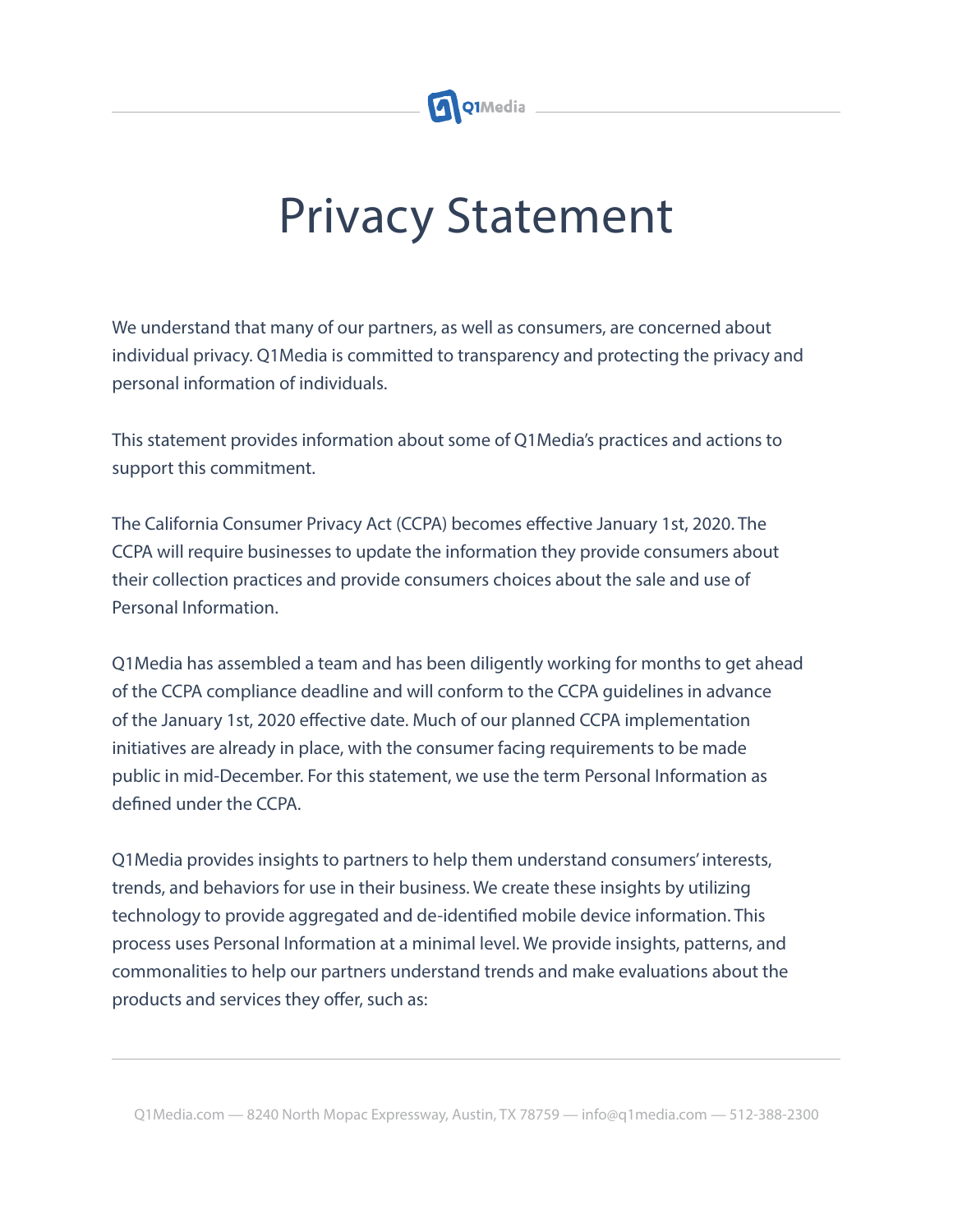# Privacy Statement

We understand that many of our partners, as well as consumers, are concerned about individual privacy. Q1Media is committed to transparency and protecting the privacy and personal information of individuals.

This statement provides information about some of Q1Media's practices and actions to support this commitment.

The California Consumer Privacy Act (CCPA) becomes effective January 1st, 2020. The CCPA will require businesses to update the information they provide consumers about their collection practices and provide consumers choices about the sale and use of Personal Information.

Q1Media has assembled a team and has been diligently working for months to get ahead of the CCPA compliance deadline and will conform to the CCPA guidelines in advance of the January 1st, 2020 effective date. Much of our planned CCPA implementation initiatives are already in place, with the consumer facing requirements to be made public in mid-December. For this statement, we use the term Personal Information as defined under the CCPA.

Q1Media provides insights to partners to help them understand consumers' interests, trends, and behaviors for use in their business. We create these insights by utilizing technology to provide aggregated and de-identified mobile device information. This process uses Personal Information at a minimal level. We provide insights, patterns, and commonalities to help our partners understand trends and make evaluations about the products and services they offer, such as: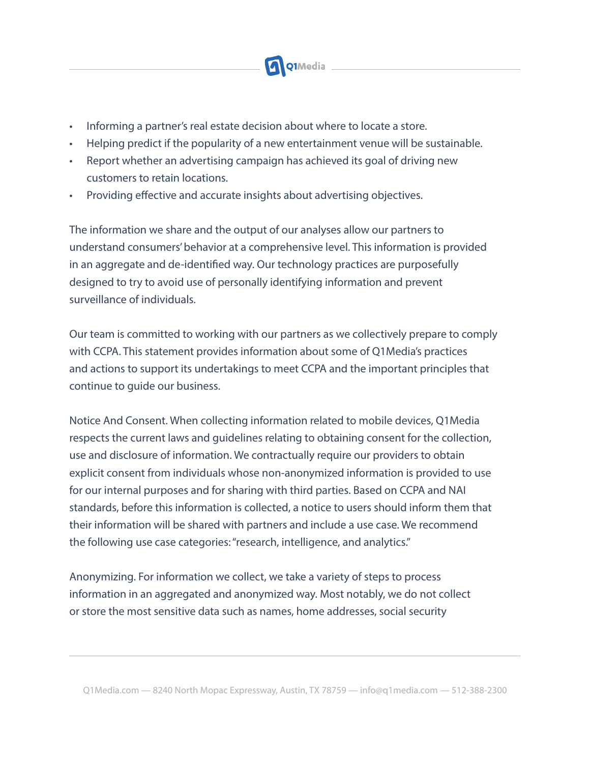- Informing a partner's real estate decision about where to locate a store.
- Helping predict if the popularity of a new entertainment venue will be sustainable.
- Report whether an advertising campaign has achieved its goal of driving new customers to retain locations.
- Providing effective and accurate insights about advertising objectives.

The information we share and the output of our analyses allow our partners to understand consumers' behavior at a comprehensive level. This information is provided in an aggregate and de-identified way. Our technology practices are purposefully designed to try to avoid use of personally identifying information and prevent surveillance of individuals.

Our team is committed to working with our partners as we collectively prepare to comply with CCPA. This statement provides information about some of Q1Media's practices and actions to support its undertakings to meet CCPA and the important principles that continue to guide our business.

Notice And Consent. When collecting information related to mobile devices, Q1Media respects the current laws and guidelines relating to obtaining consent for the collection, use and disclosure of information. We contractually require our providers to obtain explicit consent from individuals whose non-anonymized information is provided to use for our internal purposes and for sharing with third parties. Based on CCPA and NAI standards, before this information is collected, a notice to users should inform them that their information will be shared with partners and include a use case. We recommend the following use case categories: "research, intelligence, and analytics."

Anonymizing. For information we collect, we take a variety of steps to process information in an aggregated and anonymized way. Most notably, we do not collect or store the most sensitive data such as names, home addresses, social security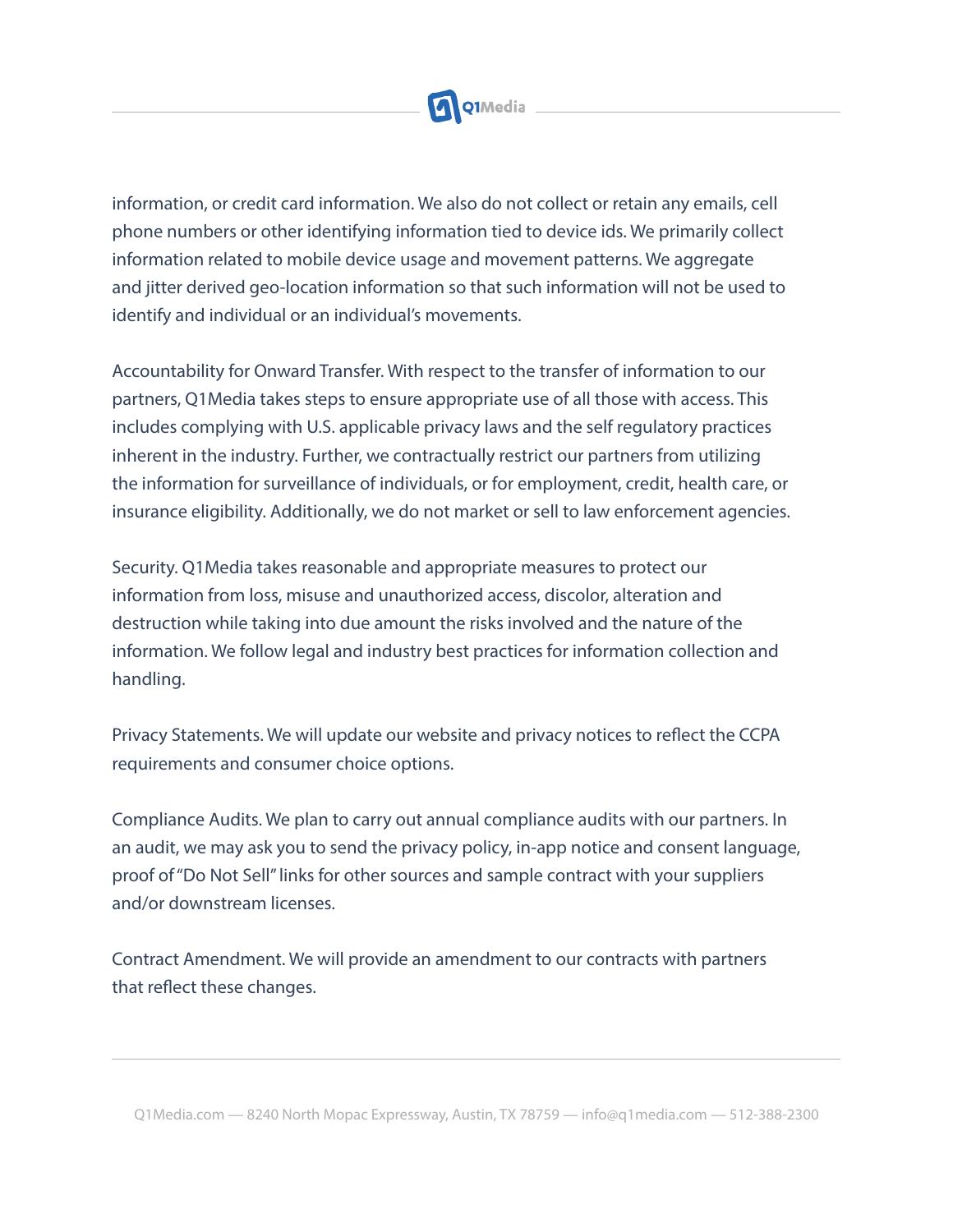information, or credit card information. We also do not collect or retain any emails, cell phone numbers or other identifying information tied to device ids. We primarily collect information related to mobile device usage and movement patterns. We aggregate and jitter derived geo-location information so that such information will not be used to identify and individual or an individual's movements.

Accountability for Onward Transfer. With respect to the transfer of information to our partners, Q1Media takes steps to ensure appropriate use of all those with access. This includes complying with U.S. applicable privacy laws and the self regulatory practices inherent in the industry. Further, we contractually restrict our partners from utilizing the information for surveillance of individuals, or for employment, credit, health care, or insurance eligibility. Additionally, we do not market or sell to law enforcement agencies.

Security. Q1Media takes reasonable and appropriate measures to protect our information from loss, misuse and unauthorized access, discolor, alteration and destruction while taking into due amount the risks involved and the nature of the information. We follow legal and industry best practices for information collection and handling.

Privacy Statements. We will update our website and privacy notices to reflect the CCPA requirements and consumer choice options.

Compliance Audits. We plan to carry out annual compliance audits with our partners. In an audit, we may ask you to send the privacy policy, in-app notice and consent language, proof of "Do Not Sell" links for other sources and sample contract with your suppliers and/or downstream licenses.

Contract Amendment. We will provide an amendment to our contracts with partners that reflect these changes.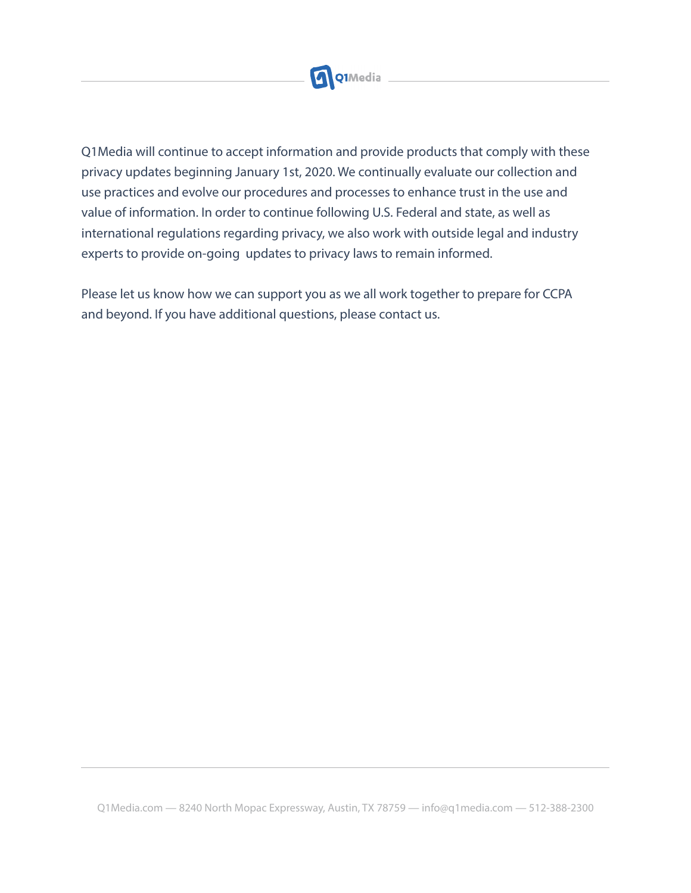Q1Media will continue to accept information and provide products that comply with these privacy updates beginning January 1st, 2020. We continually evaluate our collection and use practices and evolve our procedures and processes to enhance trust in the use and value of information. In order to continue following U.S. Federal and state, as well as international regulations regarding privacy, we also work with outside legal and industry experts to provide on-going updates to privacy laws to remain informed.

Please let us know how we can support you as we all work together to prepare for CCPA and beyond. If you have additional questions, please contact us.